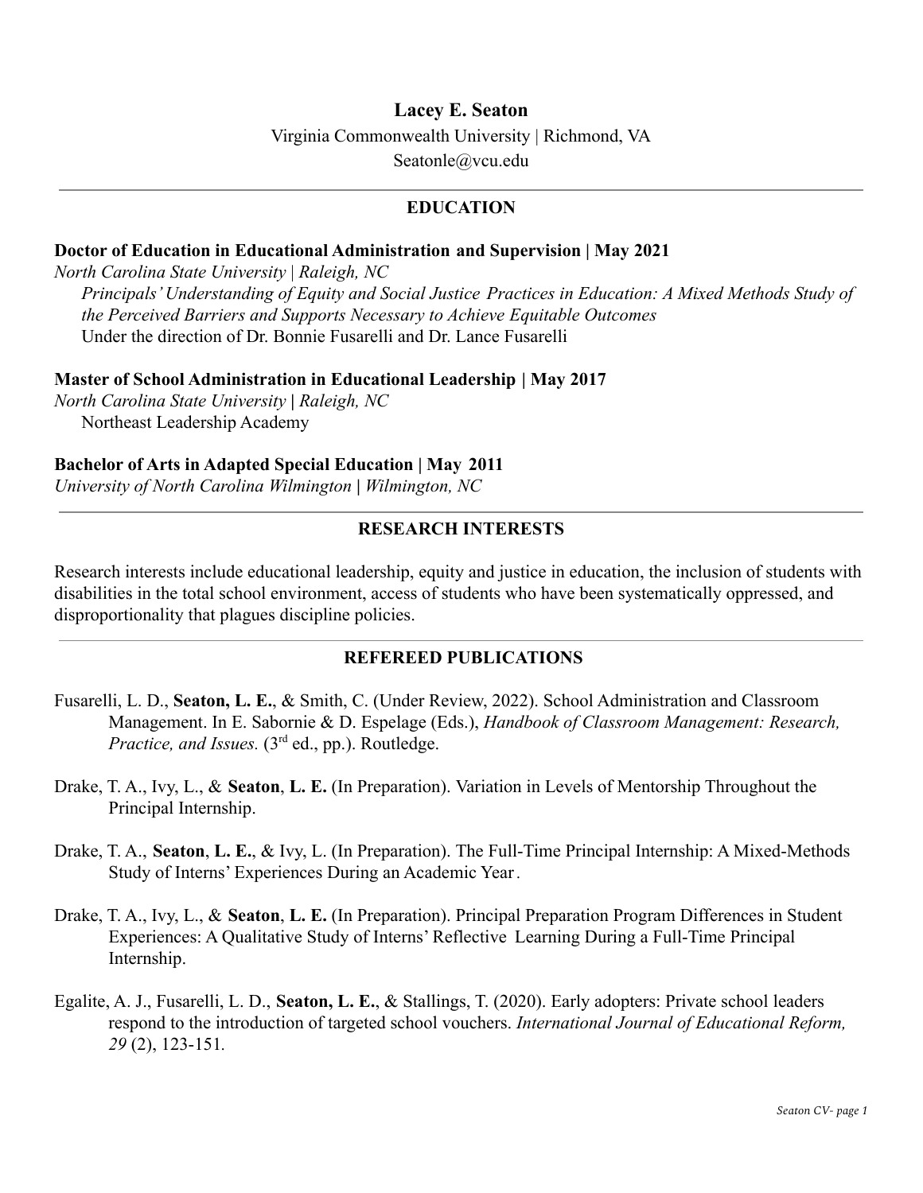# Lacey E. Seaton

Virginia Commonwealth University | Richmond, VA

Seatonle@vcu.edu

## EDUCATION

**Doctor of Education in Educational Administration and Supervision | May 2021**

*North Carolina State University | Raleigh, NC*

*Principals' Understanding of Equity and Social Justice Practices in Education: A Mixed Methods Study of the Perceived Barriers and Supports Necessary to Achieve Equitable Outcomes*

Under the direction of Dr. Bonnie Fusarelli and Dr. Lance Fusarelli

**Master of School Administration in Educational Leadership | May 2017**

*North Carolina State University* **|** *Raleigh, NC*

Northeast Leadership Academy

**Bachelor of Arts in Adapted Special Education | May 2011**

*University of North Carolina Wilmington* **|** *Wilmington, NC*

## RESEARCH INTERESTS

Research interests include educational leadership, equity and justice in education, the inclusion of students with disabilities in the total school environment, access of students who have been systematically oppressed, and disproportionality that plagues discipline policies.

## REFEREED PUBLICATIONS

Fusarelli, L. D., **Seaton, L. E.**, & Smith, C. (Under Review, 2022). School Administration and Classroom Management. In E. Sabornie & D. Espelage (Eds.), *Handbook of Classroom Management: Research, Practice, and Issues.* (3rd ed., pp.). Routledge.

Drake, T. A., Ivy, L., & **Seaton**, **L. E.** (In Preparation). Variation in Levels of Mentorship Throughout the Principal Internship.

Drake, T. A., **Seaton**, **L. E.**, & Ivy, L. (In Preparation). The Full-Time Principal Internship: A Mixed-Methods Study of Interns' Experiences During an Academic Year.

Drake, T. A., Ivy, L., & **Seaton**, **L. E.** (In Preparation). Principal Preparation Program Differences in Student Experiences: A Qualitative Study of Interns' Reflective Learning During a Full-Time Principal Internship.

Egalite, A. J., Fusarelli, L. D., **Seaton, L. E.**, & Stallings, T. (2020). Early adopters: Private school leaders respond to the introduction of targeted school vouchers. *International Journal of Educational Reform, 29* (2), 123-151.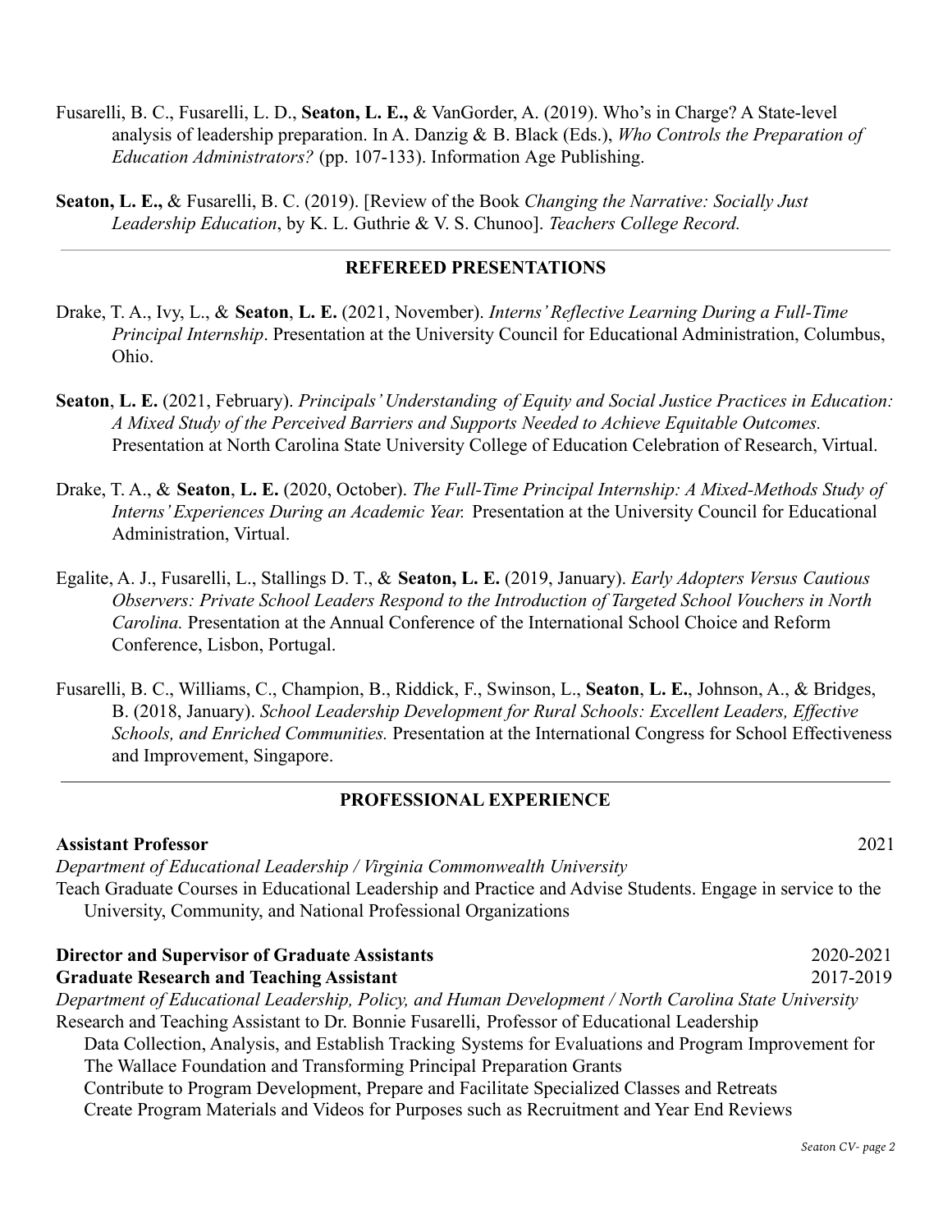Fusarelli, B. C., Fusarelli, L. D., **Seaton, L. E.,** & VanGorder, A. (2019). Who's in Charge? A State-level analysis of leadership preparation. In A. Danzig & B. Black (Eds.), *Who Controls the Preparation of Education Administrators?* (pp. 107-133). Information Age Publishing.

**Seaton, L. E.,** & Fusarelli, B. C. (2019). [Review of the Book *Changing the Narrative: Socially Just Leadership Education*, by K. L. Guthrie & V. S. Chunoo]. *Teachers College Record.*

---

## REFEREED PRESENTATIONS

Drake, T. A., Ivy, L., & **Seaton**, **L. E.** (2021, November). *Interns' Reflective Learning During a Full-Time Principal Internship*. Presentation at the University Council for Educational Administration, Columbus, Ohio.

**Seaton**, **L. E.** (2021, February). *Principals' Understanding of Equity and Social Justice Practices in Education: A Mixed Study of the Perceived Barriers and Supports Needed to Achieve Equitable Outcomes.* Presentation at North Carolina State University College of Education Celebration of Research, Virtual.

Drake, T. A., & **Seaton**, **L. E.** (2020, October). *The Full-Time Principal Internship: A Mixed-Methods Study of Interns' Experiences During an Academic Year.* Presentation at the University Council for Educational Administration, Virtual.

Egalite, A. J., Fusarelli, L., Stallings D. T., & **Seaton, L. E.** (2019, January). *Early Adopters Versus Cautious Observers: Private School Leaders Respond to the Introduction of Targeted School Vouchers in North Carolina.* Presentation at the Annual Conference of the International School Choice and Reform Conference, Lisbon, Portugal.

Fusarelli, B. C., Williams, C., Champion, B., Riddick, F., Swinson, L., **Seaton**, **L. E.**, Johnson, A., & Bridges, B. (2018, January). *School Leadership Development for Rural Schools: Excellent Leaders, Effective Schools, and Enriched Communities.* Presentation at the International Congress for School Effectiveness and Improvement, Singapore.

---

## PROFESSIONAL EXPERIENCE

**Assistant Professor** 2021

*Department of Educational Leadership / Virginia Commonwealth University*

Teach Graduate Courses in Educational Leadership and Practice and Advise Students. Engage in service to the University, Community, and National Professional Organizations

**Director and Supervisor of Graduate Assistants** 2020-2021

**Graduate Research and Teaching Assistant** 2017-2019

*Department of Educational Leadership, Policy, and Human Development / North Carolina State University*

Research and Teaching Assistant to Dr. Bonnie Fusarelli, Professor of Educational Leadership

Data Collection, Analysis, and Establish Tracking Systems for Evaluations and Program Improvement for The Wallace Foundation and Transforming Principal Preparation Grants

Contribute to Program Development, Prepare and Facilitate Specialized Classes and Retreats

Create Program Materials and Videos for Purposes such as Recruitment and Year End Reviews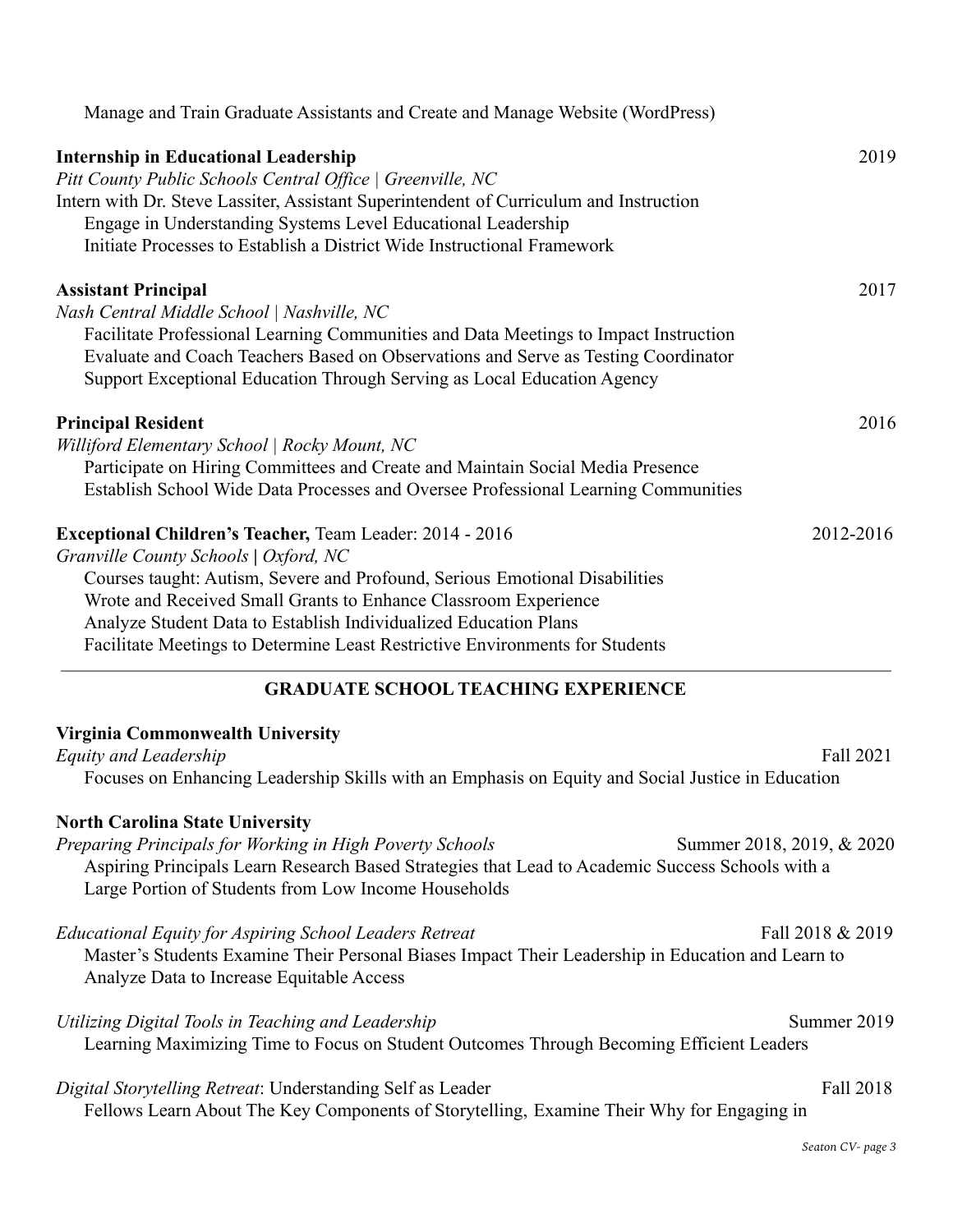Manage and Train Graduate Assistants and Create and Manage Website (WordPress)

**Internship in Educational Leadership** 2019
*Pitt County Public Schools Central Office | Greenville, NC*
Intern with Dr. Steve Lassiter, Assistant Superintendent of Curriculum and Instruction
Engage in Understanding Systems Level Educational Leadership
Initiate Processes to Establish a District Wide Instructional Framework

**Assistant Principal** 2017
*Nash Central Middle School | Nashville, NC*
Facilitate Professional Learning Communities and Data Meetings to Impact Instruction
Evaluate and Coach Teachers Based on Observations and Serve as Testing Coordinator
Support Exceptional Education Through Serving as Local Education Agency

**Principal Resident** 2016
*Williford Elementary School | Rocky Mount, NC*
Participate on Hiring Committees and Create and Maintain Social Media Presence
Establish School Wide Data Processes and Oversee Professional Learning Communities

**Exceptional Children's Teacher,** Team Leader: 2014 - 2016 2012-2016
*Granville County Schools* **|** *Oxford, NC*
Courses taught: Autism, Severe and Profound, Serious Emotional Disabilities
Wrote and Received Small Grants to Enhance Classroom Experience
Analyze Student Data to Establish Individualized Education Plans
Facilitate Meetings to Determine Least Restrictive Environments for Students

## GRADUATE SCHOOL TEACHING EXPERIENCE

**Virginia Commonwealth University**
*Equity and Leadership* Fall 2021
Focuses on Enhancing Leadership Skills with an Emphasis on Equity and Social Justice in Education

**North Carolina State University**
*Preparing Principals for Working in High Poverty Schools* Summer 2018, 2019, & 2020
Aspiring Principals Learn Research Based Strategies that Lead to Academic Success Schools with a Large Portion of Students from Low Income Households

*Educational Equity for Aspiring School Leaders Retreat* Fall 2018 & 2019
Master's Students Examine Their Personal Biases Impact Their Leadership in Education and Learn to Analyze Data to Increase Equitable Access

*Utilizing Digital Tools in Teaching and Leadership* Summer 2019
Learning Maximizing Time to Focus on Student Outcomes Through Becoming Efficient Leaders

*Digital Storytelling Retreat*: Understanding Self as Leader Fall 2018
Fellows Learn About The Key Components of Storytelling, Examine Their Why for Engaging in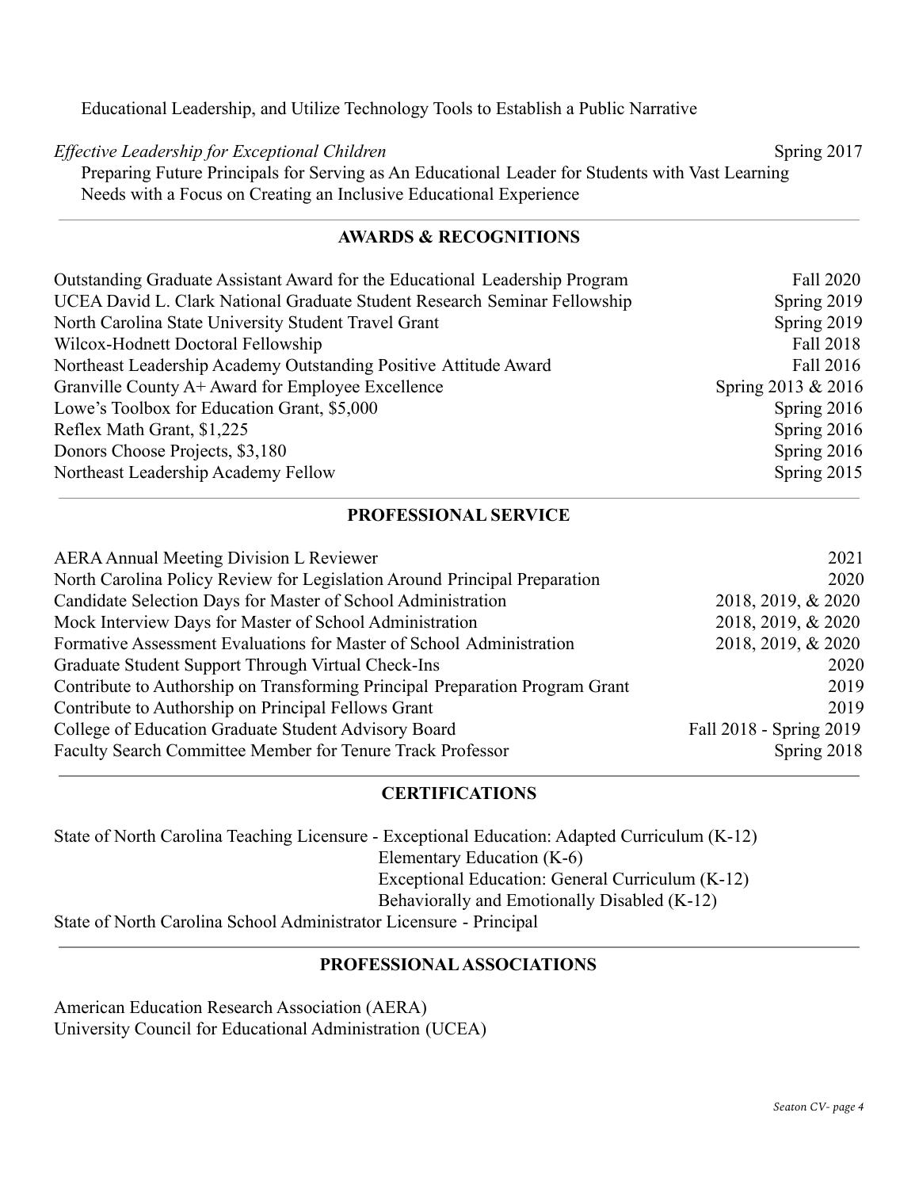Educational Leadership, and Utilize Technology Tools to Establish a Public Narrative

*Effective Leadership for Exceptional Children* Spring 2017
Preparing Future Principals for Serving as An Educational Leader for Students with Vast Learning Needs with a Focus on Creating an Inclusive Educational Experience

## AWARDS & RECOGNITIONS

| | |
|---|---|
| Outstanding Graduate Assistant Award for the Educational Leadership Program | Fall 2020 |
| UCEA David L. Clark National Graduate Student Research Seminar Fellowship | Spring 2019 |
| North Carolina State University Student Travel Grant | Spring 2019 |
| Wilcox-Hodnett Doctoral Fellowship | Fall 2018 |
| Northeast Leadership Academy Outstanding Positive Attitude Award | Fall 2016 |
| Granville County A+ Award for Employee Excellence | Spring 2013 & 2016 |
| Lowe's Toolbox for Education Grant, $5,000 | Spring 2016 |
| Reflex Math Grant, $1,225 | Spring 2016 |
| Donors Choose Projects, $3,180 | Spring 2016 |
| Northeast Leadership Academy Fellow | Spring 2015 |

## PROFESSIONAL SERVICE

| | |
|---|---|
| AERA Annual Meeting Division L Reviewer | 2021 |
| North Carolina Policy Review for Legislation Around Principal Preparation | 2020 |
| Candidate Selection Days for Master of School Administration | 2018, 2019, & 2020 |
| Mock Interview Days for Master of School Administration | 2018, 2019, & 2020 |
| Formative Assessment Evaluations for Master of School Administration | 2018, 2019, & 2020 |
| Graduate Student Support Through Virtual Check-Ins | 2020 |
| Contribute to Authorship on Transforming Principal Preparation Program Grant | 2019 |
| Contribute to Authorship on Principal Fellows Grant | 2019 |
| College of Education Graduate Student Advisory Board | Fall 2018 - Spring 2019 |
| Faculty Search Committee Member for Tenure Track Professor | Spring 2018 |

## CERTIFICATIONS

State of North Carolina Teaching Licensure - Exceptional Education: Adapted Curriculum (K-12)
Elementary Education (K-6)
Exceptional Education: General Curriculum (K-12)
Behaviorally and Emotionally Disabled (K-12)

State of North Carolina School Administrator Licensure - Principal

## PROFESSIONAL ASSOCIATIONS

American Education Research Association (AERA)
University Council for Educational Administration (UCEA)